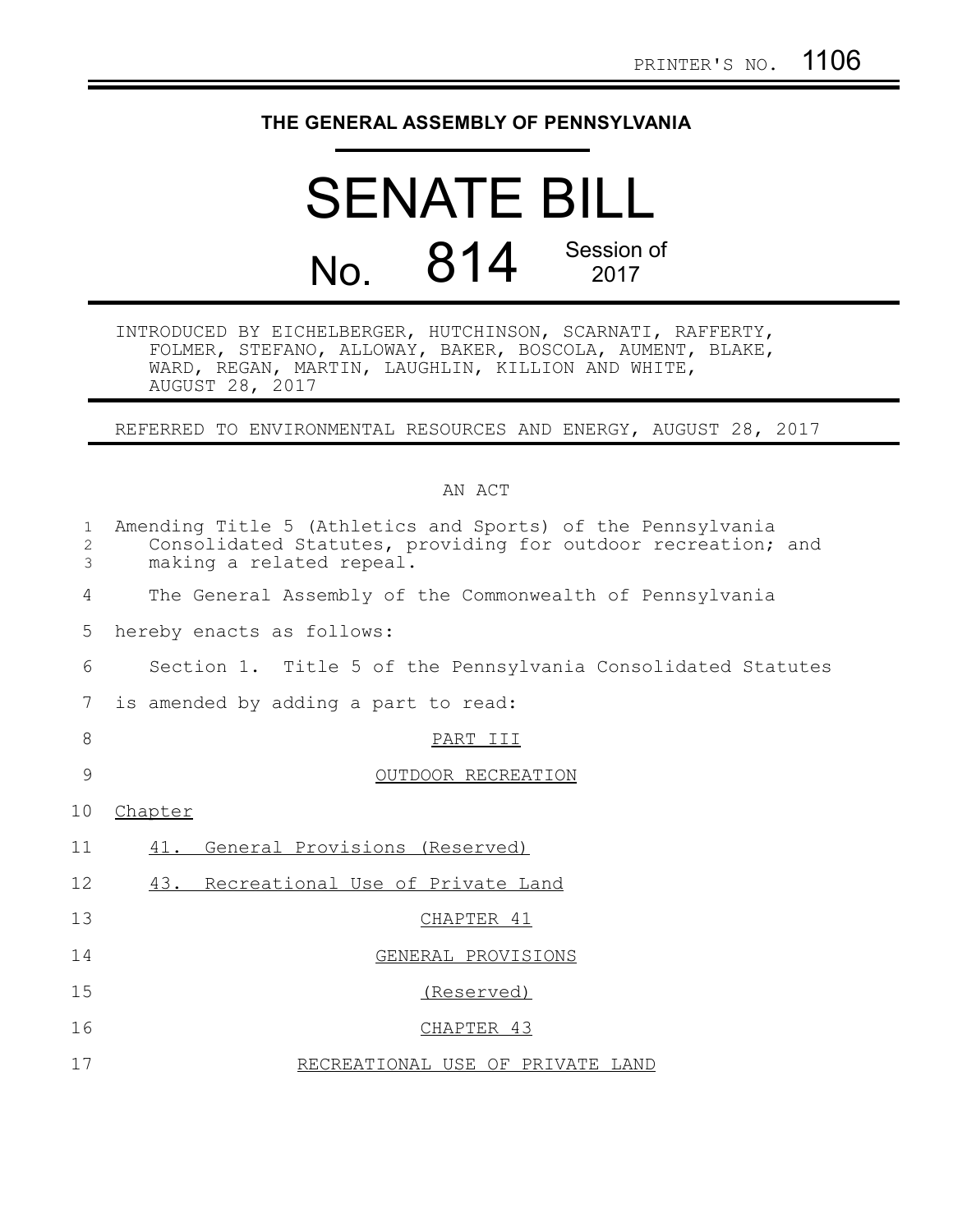PRINTER'S NO. 1106

# THE GENERAL ASSEMBLY OF PENNSYLVANIA

# SENATE BILL No. 814

Session of 2017

INTRODUCED BY EICHELBERGER, HUTCHINSON, SCARNATI, RAFFERTY, FOLMER, STEFANO, ALLOWAY, BAKER, BOSCOLA, AUMENT, BLAKE, WARD, REGAN, MARTIN, LAUGHLIN, KILLION AND WHITE, AUGUST 28, 2017

REFERRED TO ENVIRONMENTAL RESOURCES AND ENERGY, AUGUST 28, 2017

AN ACT

Amending Title 5 (Athletics and Sports) of the Pennsylvania Consolidated Statutes, providing for outdoor recreation; and making a related repeal.

The General Assembly of the Commonwealth of Pennsylvania hereby enacts as follows:

Section 1. Title 5 of the Pennsylvania Consolidated Statutes is amended by adding a part to read:

PART III

OUTDOOR RECREATION

Chapter

41. General Provisions (Reserved)

43. Recreational Use of Private Land

CHAPTER 41

GENERAL PROVISIONS

(Reserved)

CHAPTER 43

RECREATIONAL USE OF PRIVATE LAND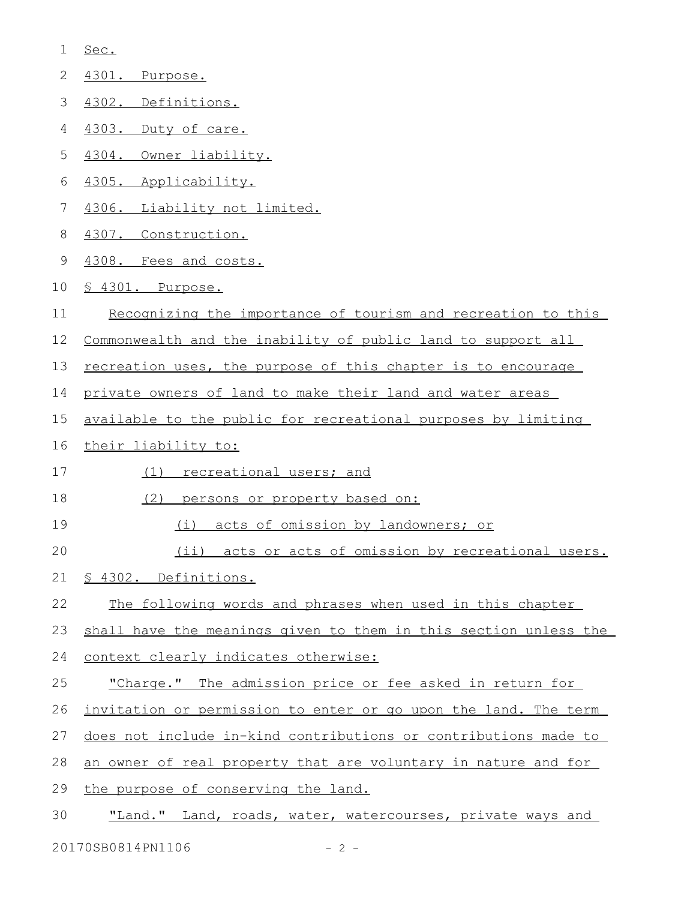Sec.

4301. Purpose.

4302. Definitions.

4303. Duty of care.

4304. Owner liability.

4305. Applicability.

4306. Liability not limited.

4307. Construction.

4308. Fees and costs.

§ 4301. Purpose.

Recognizing the importance of tourism and recreation to this Commonwealth and the inability of public land to support all recreation uses, the purpose of this chapter is to encourage private owners of land to make their land and water areas available to the public for recreational purposes by limiting their liability to:

(1) recreational users; and

(2) persons or property based on:

(i) acts of omission by landowners; or

(ii) acts or acts of omission by recreational users.

§ 4302. Definitions.

The following words and phrases when used in this chapter shall have the meanings given to them in this section unless the context clearly indicates otherwise:

"Charge." The admission price or fee asked in return for invitation or permission to enter or go upon the land. The term does not include in-kind contributions or contributions made to an owner of real property that are voluntary in nature and for the purpose of conserving the land.

"Land." Land, roads, water, watercourses, private ways and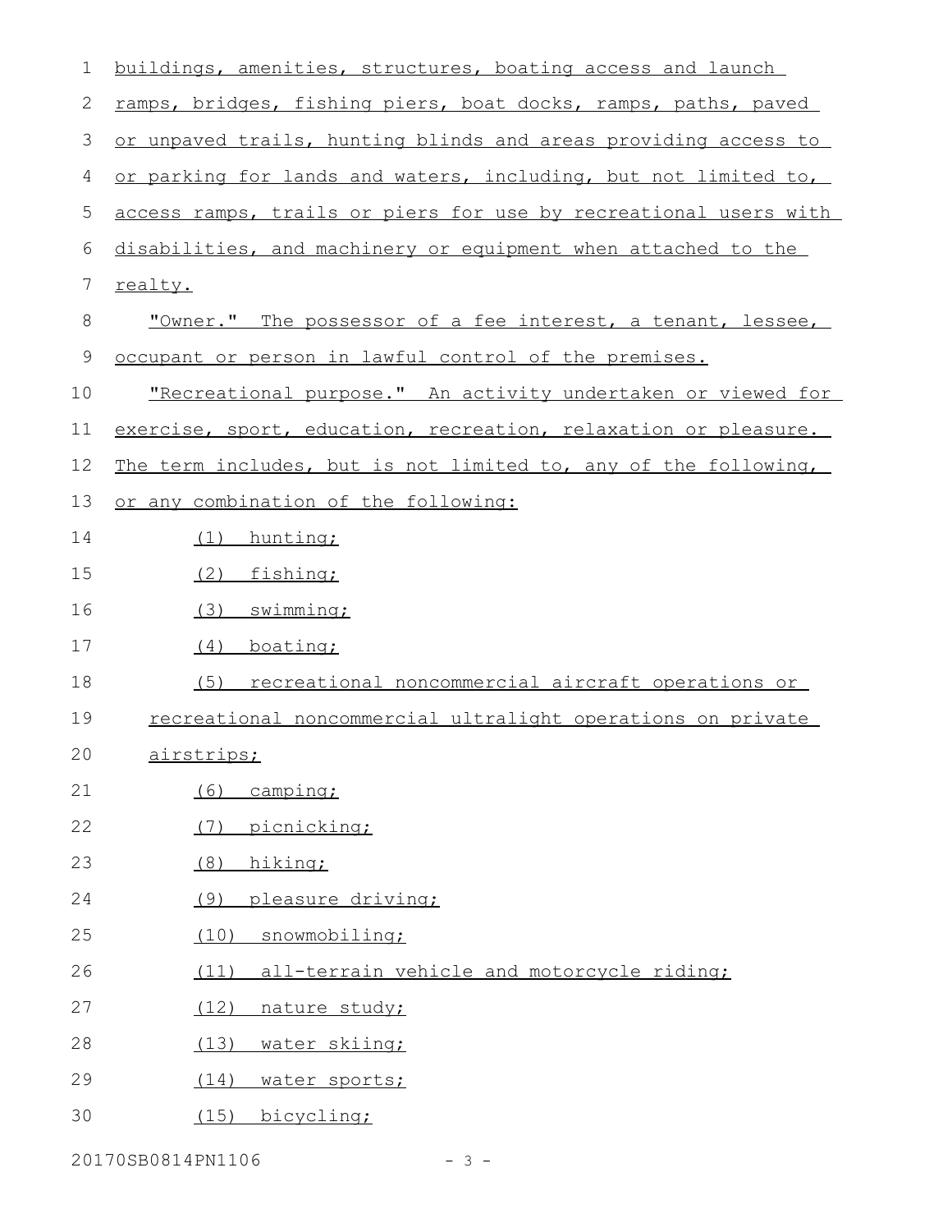buildings, amenities, structures, boating access and launch ramps, bridges, fishing piers, boat docks, ramps, paths, paved or unpaved trails, hunting blinds and areas providing access to or parking for lands and waters, including, but not limited to, access ramps, trails or piers for use by recreational users with disabilities, and machinery or equipment when attached to the realty.

"Owner." The possessor of a fee interest, a tenant, lessee, occupant or person in lawful control of the premises.

"Recreational purpose." An activity undertaken or viewed for exercise, sport, education, recreation, relaxation or pleasure. The term includes, but is not limited to, any of the following, or any combination of the following:

(1) hunting;

(2) fishing;

(3) swimming;

(4) boating;

(5) recreational noncommercial aircraft operations or recreational noncommercial ultralight operations on private airstrips;

(6) camping;

(7) picnicking;

(8) hiking;

(9) pleasure driving;

(10) snowmobiling;

(11) all-terrain vehicle and motorcycle riding;

(12) nature study;

(13) water skiing;

(14) water sports;

(15) bicycling;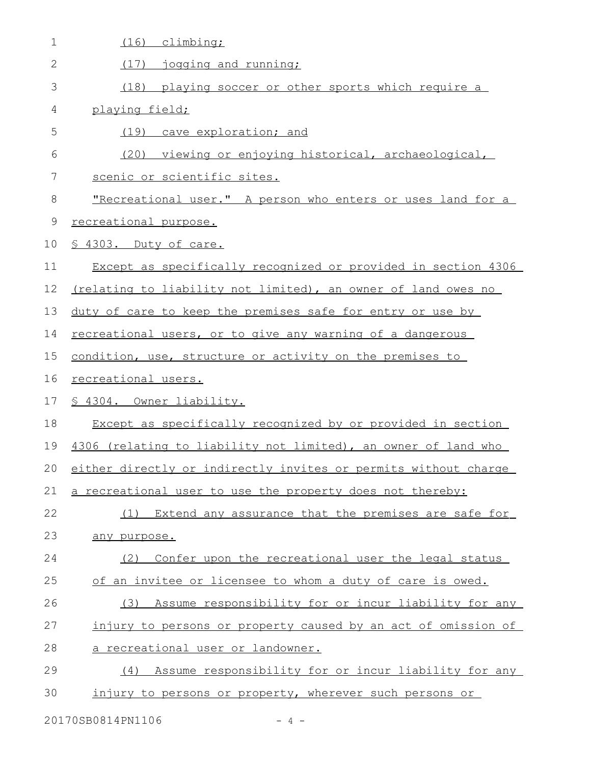(16) climbing;

(17) jogging and running;

(18) playing soccer or other sports which require a playing field;

(19) cave exploration; and

(20) viewing or enjoying historical, archaeological, scenic or scientific sites.

"Recreational user." A person who enters or uses land for a recreational purpose.

§ 4303. Duty of care.

Except as specifically recognized or provided in section 4306 (relating to liability not limited), an owner of land owes no duty of care to keep the premises safe for entry or use by recreational users, or to give any warning of a dangerous condition, use, structure or activity on the premises to recreational users.

§ 4304. Owner liability.

Except as specifically recognized by or provided in section 4306 (relating to liability not limited), an owner of land who either directly or indirectly invites or permits without charge a recreational user to use the property does not thereby:

(1) Extend any assurance that the premises are safe for any purpose.

(2) Confer upon the recreational user the legal status of an invitee or licensee to whom a duty of care is owed.

(3) Assume responsibility for or incur liability for any injury to persons or property caused by an act of omission of a recreational user or landowner.

(4) Assume responsibility for or incur liability for any injury to persons or property, wherever such persons or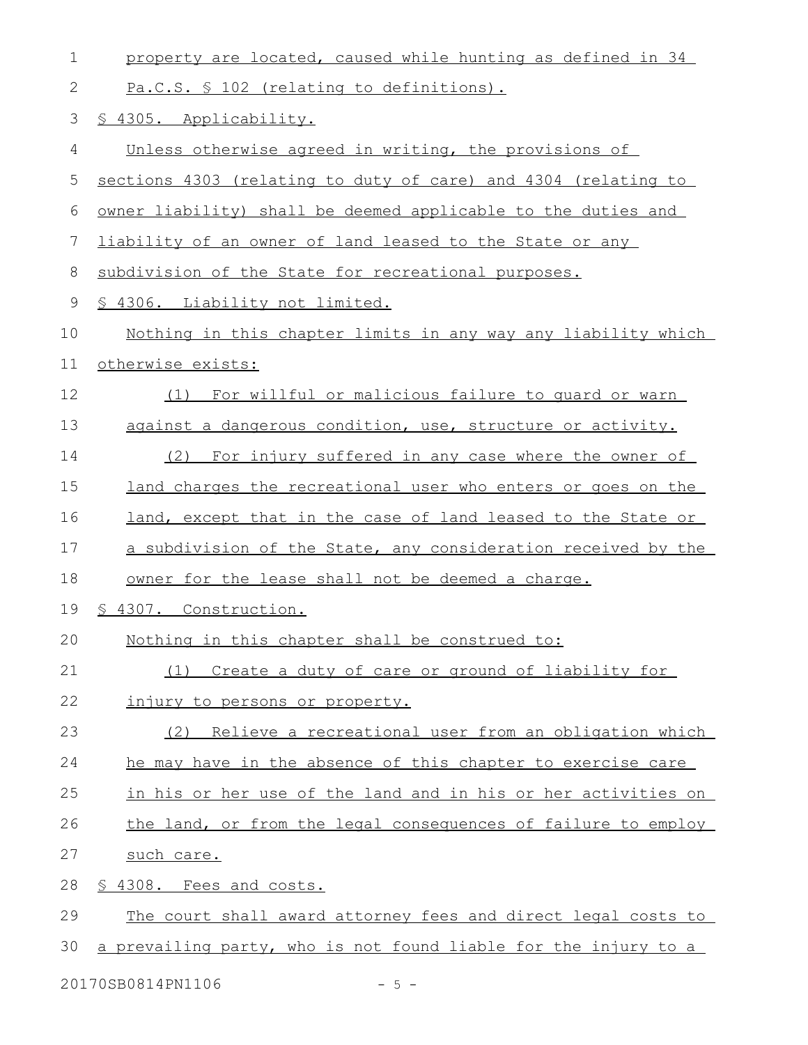property are located, caused while hunting as defined in 34 Pa.C.S. § 102 (relating to definitions).

§ 4305. Applicability.

Unless otherwise agreed in writing, the provisions of sections 4303 (relating to duty of care) and 4304 (relating to owner liability) shall be deemed applicable to the duties and liability of an owner of land leased to the State or any subdivision of the State for recreational purposes.

§ 4306. Liability not limited.

Nothing in this chapter limits in any way any liability which otherwise exists:

(1) For willful or malicious failure to guard or warn against a dangerous condition, use, structure or activity.

(2) For injury suffered in any case where the owner of land charges the recreational user who enters or goes on the land, except that in the case of land leased to the State or a subdivision of the State, any consideration received by the owner for the lease shall not be deemed a charge.

§ 4307. Construction.

Nothing in this chapter shall be construed to:

(1) Create a duty of care or ground of liability for injury to persons or property.

(2) Relieve a recreational user from an obligation which he may have in the absence of this chapter to exercise care in his or her use of the land and in his or her activities on the land, or from the legal consequences of failure to employ such care.

§ 4308. Fees and costs.

The court shall award attorney fees and direct legal costs to a prevailing party, who is not found liable for the injury to a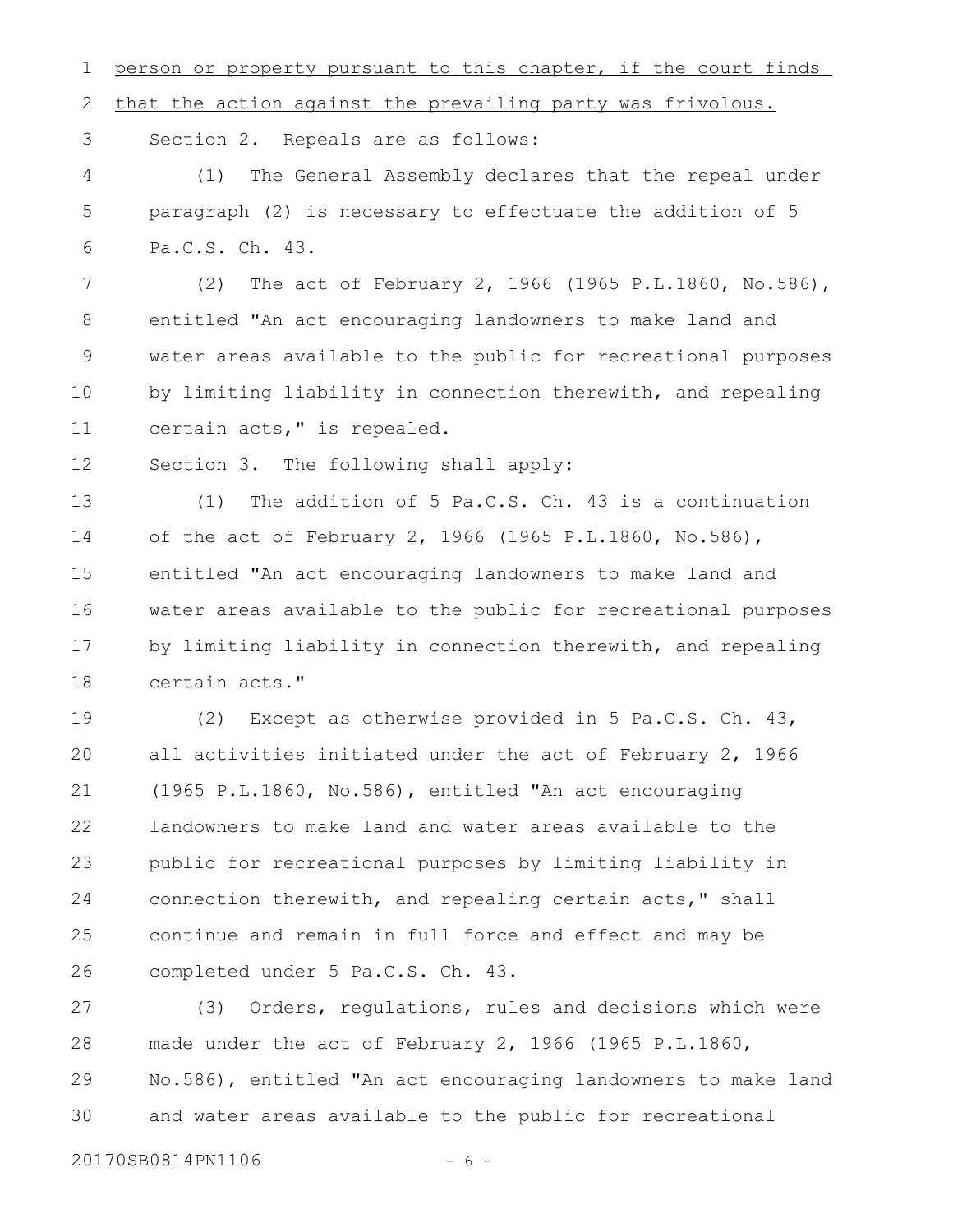person or property pursuant to this chapter, if the court finds that the action against the prevailing party was frivolous.

Section 2. Repeals are as follows:

(1) The General Assembly declares that the repeal under paragraph (2) is necessary to effectuate the addition of 5 Pa.C.S. Ch. 43.

(2) The act of February 2, 1966 (1965 P.L.1860, No.586), entitled "An act encouraging landowners to make land and water areas available to the public for recreational purposes by limiting liability in connection therewith, and repealing certain acts," is repealed.

Section 3. The following shall apply:

(1) The addition of 5 Pa.C.S. Ch. 43 is a continuation of the act of February 2, 1966 (1965 P.L.1860, No.586), entitled "An act encouraging landowners to make land and water areas available to the public for recreational purposes by limiting liability in connection therewith, and repealing certain acts."

(2) Except as otherwise provided in 5 Pa.C.S. Ch. 43, all activities initiated under the act of February 2, 1966 (1965 P.L.1860, No.586), entitled "An act encouraging landowners to make land and water areas available to the public for recreational purposes by limiting liability in connection therewith, and repealing certain acts," shall continue and remain in full force and effect and may be completed under 5 Pa.C.S. Ch. 43.

(3) Orders, regulations, rules and decisions which were made under the act of February 2, 1966 (1965 P.L.1860, No.586), entitled "An act encouraging landowners to make land and water areas available to the public for recreational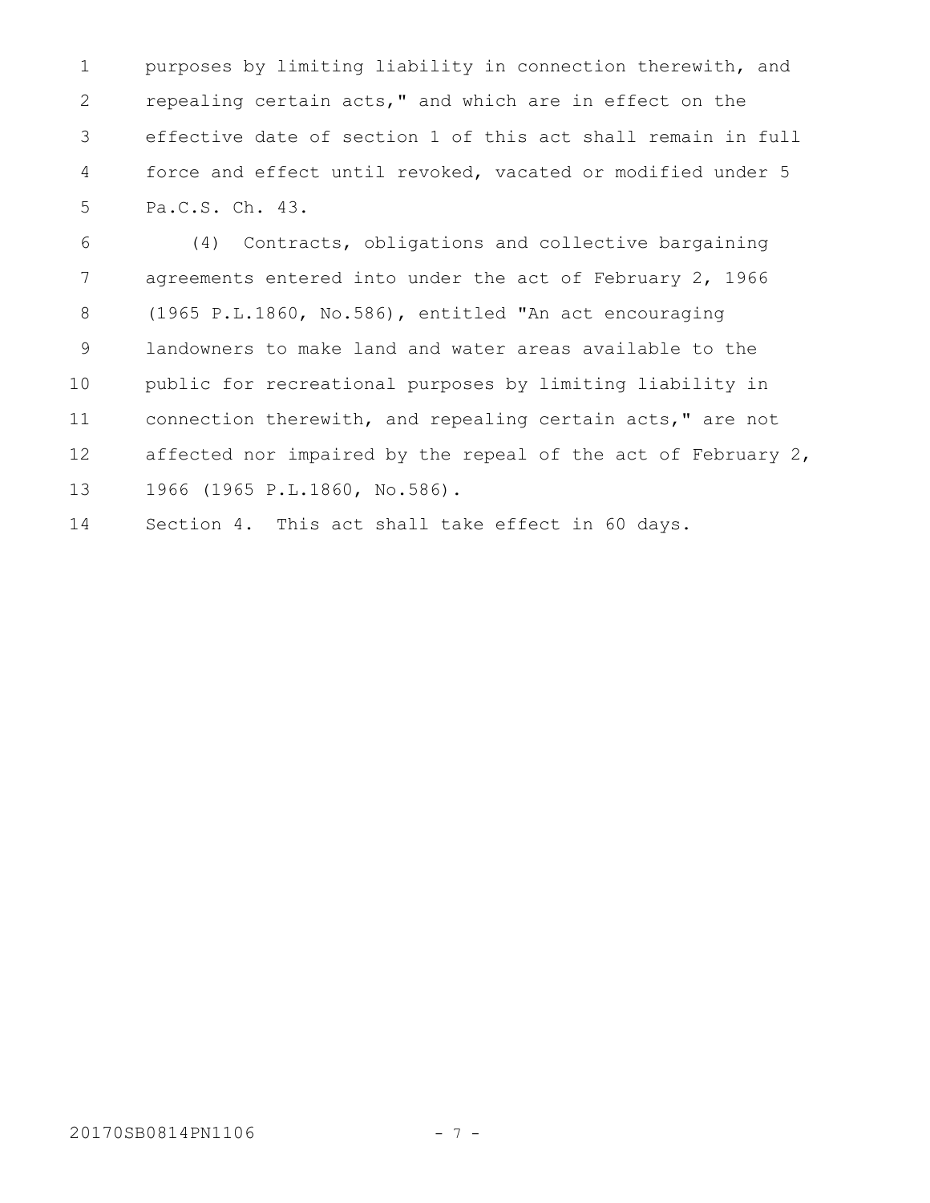purposes by limiting liability in connection therewith, and repealing certain acts," and which are in effect on the effective date of section 1 of this act shall remain in full force and effect until revoked, vacated or modified under 5 Pa.C.S. Ch. 43.

(4) Contracts, obligations and collective bargaining agreements entered into under the act of February 2, 1966 (1965 P.L.1860, No.586), entitled "An act encouraging landowners to make land and water areas available to the public for recreational purposes by limiting liability in connection therewith, and repealing certain acts," are not affected nor impaired by the repeal of the act of February 2, 1966 (1965 P.L.1860, No.586).

Section 4. This act shall take effect in 60 days.